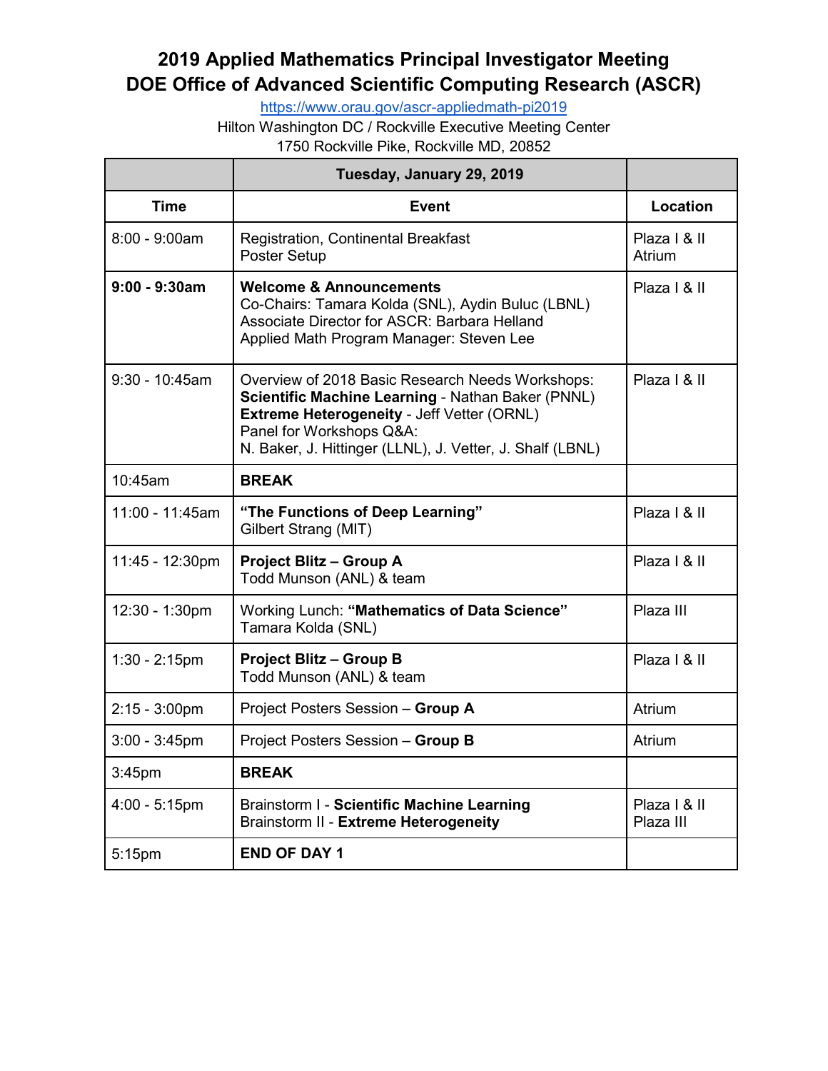# 2019 Applied Mathematics Principal Investigator Meeting
# DOE Office of Advanced Scientific Computing Research (ASCR)

https://www.orau.gov/ascr-appliedmath-pi2019

Hilton Washington DC / Rockville Executive Meeting Center
1750 Rockville Pike, Rockville MD, 20852

| | **Tuesday, January 29, 2019** | |
|---|---|---|
| **Time** | **Event** | **Location** |
| 8:00 - 9:00am | Registration, Continental Breakfast<br>Poster Setup | Plaza I & II<br>Atrium |
| **9:00 - 9:30am** | **Welcome & Announcements**<br>Co-Chairs: Tamara Kolda (SNL), Aydin Buluc (LBNL)<br>Associate Director for ASCR: Barbara Helland<br>Applied Math Program Manager: Steven Lee | Plaza I & II |
| 9:30 - 10:45am | Overview of 2018 Basic Research Needs Workshops:<br>**Scientific Machine Learning** - Nathan Baker (PNNL)<br>**Extreme Heterogeneity** - Jeff Vetter (ORNL)<br>Panel for Workshops Q&A:<br>N. Baker, J. Hittinger (LLNL), J. Vetter, J. Shalf (LBNL) | Plaza I & II |
| 10:45am | **BREAK** | |
| 11:00 - 11:45am | **"The Functions of Deep Learning"**<br>Gilbert Strang (MIT) | Plaza I & II |
| 11:45 - 12:30pm | **Project Blitz – Group A**<br>Todd Munson (ANL) & team | Plaza I & II |
| 12:30 - 1:30pm | Working Lunch: **"Mathematics of Data Science"**<br>Tamara Kolda (SNL) | Plaza III |
| 1:30 - 2:15pm | **Project Blitz – Group B**<br>Todd Munson (ANL) & team | Plaza I & II |
| 2:15 - 3:00pm | Project Posters Session – **Group A** | Atrium |
| 3:00 - 3:45pm | Project Posters Session – **Group B** | Atrium |
| 3:45pm | **BREAK** | |
| 4:00 - 5:15pm | Brainstorm I - **Scientific Machine Learning**<br>Brainstorm II - **Extreme Heterogeneity** | Plaza I & II<br>Plaza III |
| 5:15pm | **END OF DAY 1** | |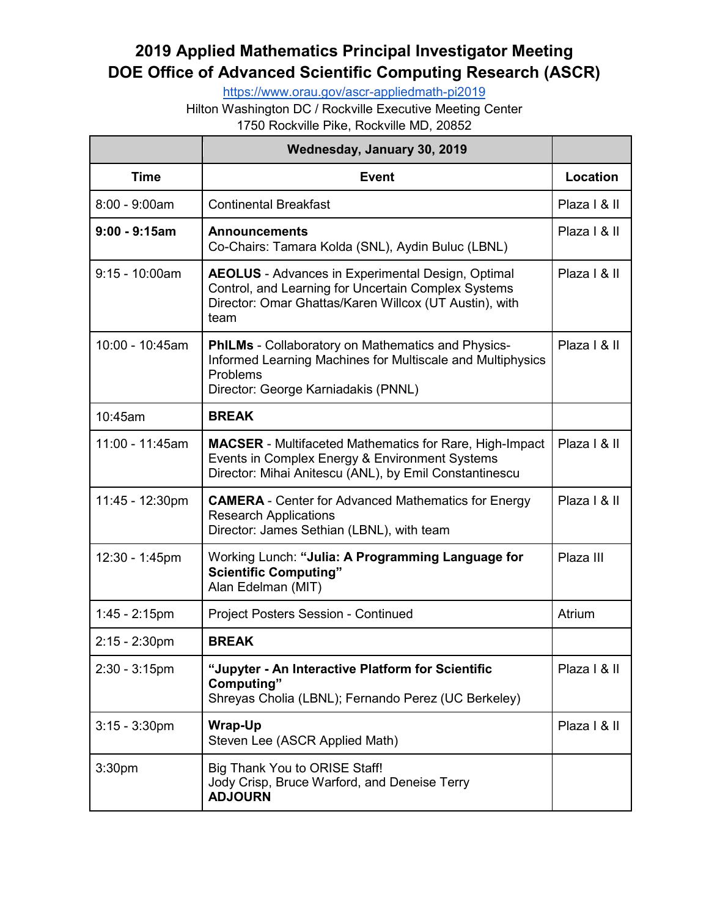# 2019 Applied Mathematics Principal Investigator Meeting
# DOE Office of Advanced Scientific Computing Research (ASCR)

https://www.orau.gov/ascr-appliedmath-pi2019

Hilton Washington DC / Rockville Executive Meeting Center
1750 Rockville Pike, Rockville MD, 20852

| | Wednesday, January 30, 2019 | |
|---|---|---|
| **Time** | **Event** | **Location** |
| 8:00 - 9:00am | Continental Breakfast | Plaza I & II |
| **9:00 - 9:15am** | **Announcements**<br>Co-Chairs: Tamara Kolda (SNL), Aydin Buluc (LBNL) | Plaza I & II |
| 9:15 - 10:00am | **AEOLUS** - Advances in Experimental Design, Optimal Control, and Learning for Uncertain Complex Systems<br>Director: Omar Ghattas/Karen Willcox (UT Austin), with team | Plaza I & II |
| 10:00 - 10:45am | **PhILMs** - Collaboratory on Mathematics and Physics-Informed Learning Machines for Multiscale and Multiphysics Problems<br>Director: George Karniadakis (PNNL) | Plaza I & II |
| 10:45am | **BREAK** | |
| 11:00 - 11:45am | **MACSER** - Multifaceted Mathematics for Rare, High-Impact Events in Complex Energy & Environment Systems<br>Director: Mihai Anitescu (ANL), by Emil Constantinescu | Plaza I & II |
| 11:45 - 12:30pm | **CAMERA** - Center for Advanced Mathematics for Energy Research Applications<br>Director: James Sethian (LBNL), with team | Plaza I & II |
| 12:30 - 1:45pm | Working Lunch: **"Julia: A Programming Language for Scientific Computing"**<br>Alan Edelman (MIT) | Plaza III |
| 1:45 - 2:15pm | Project Posters Session - Continued | Atrium |
| 2:15 - 2:30pm | **BREAK** | |
| 2:30 - 3:15pm | **"Jupyter - An Interactive Platform for Scientific Computing"**<br>Shreyas Cholia (LBNL); Fernando Perez (UC Berkeley) | Plaza I & II |
| 3:15 - 3:30pm | **Wrap-Up**<br>Steven Lee (ASCR Applied Math) | Plaza I & II |
| 3:30pm | Big Thank You to ORISE Staff!<br>Jody Crisp, Bruce Warford, and Deneise Terry<br>**ADJOURN** | |